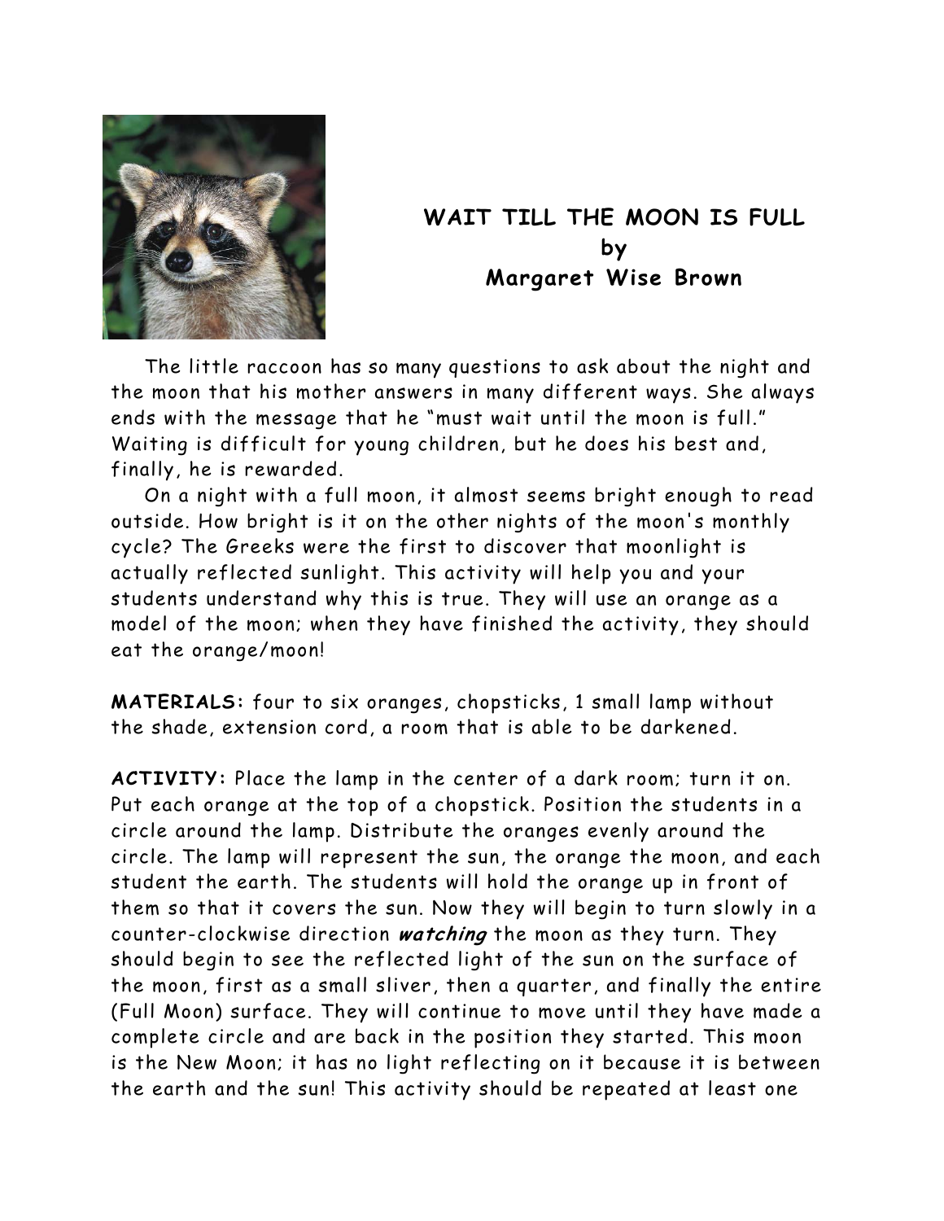# WAIT TILL THE MOON IS FULL
## by
## Margaret Wise Brown

The little raccoon has so many questions to ask about the night and the moon that his mother answers in many different ways. She always ends with the message that he "must wait until the moon is full." Waiting is difficult for young children, but he does his best and, finally, he is rewarded.

On a night with a full moon, it almost seems bright enough to read outside. How bright is it on the other nights of the moon's monthly cycle? The Greeks were the first to discover that moonlight is actually reflected sunlight. This activity will help you and your students understand why this is true. They will use an orange as a model of the moon; when they have finished the activity, they should eat the orange/moon!

**MATERIALS:** four to six oranges, chopsticks, 1 small lamp without the shade, extension cord, a room that is able to be darkened.

**ACTIVITY:** Place the lamp in the center of a dark room; turn it on. Put each orange at the top of a chopstick. Position the students in a circle around the lamp. Distribute the oranges evenly around the circle. The lamp will represent the sun, the orange the moon, and each student the earth. The students will hold the orange up in front of them so that it covers the sun. Now they will begin to turn slowly in a counter-clockwise direction ***watching*** the moon as they turn. They should begin to see the reflected light of the sun on the surface of the moon, first as a small sliver, then a quarter, and finally the entire (Full Moon) surface. They will continue to move until they have made a complete circle and are back in the position they started. This moon is the New Moon; it has no light reflecting on it because it is between the earth and the sun! This activity should be repeated at least one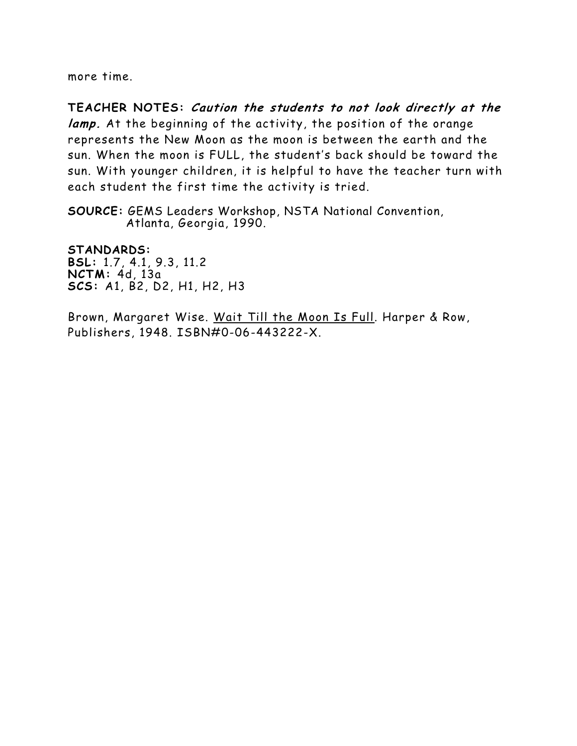more time.

**TEACHER NOTES:** ***Caution the students to not look directly at the lamp.*** At the beginning of the activity, the position of the orange represents the New Moon as the moon is between the earth and the sun. When the moon is FULL, the student's back should be toward the sun. With younger children, it is helpful to have the teacher turn with each student the first time the activity is tried.

**SOURCE:** GEMS Leaders Workshop, NSTA National Convention, Atlanta, Georgia, 1990.

**STANDARDS:**
**BSL:** 1.7, 4.1, 9.3, 11.2
**NCTM:** 4d, 13a
**SCS:** A1, B2, D2, H1, H2, H3

Brown, Margaret Wise. Wait Till the Moon Is Full. Harper & Row, Publishers, 1948. ISBN#0-06-443222-X.